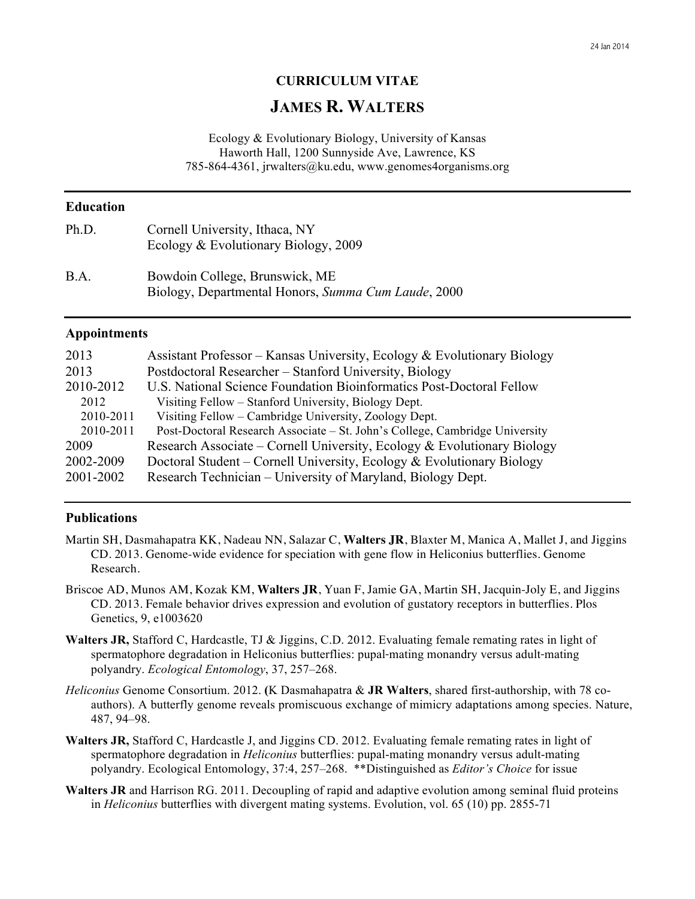24 Jan 2014

# CURRICULUM VITAE

# JAMES R. WALTERS

Ecology & Evolutionary Biology, University of Kansas
Haworth Hall, 1200 Sunnyside Ave, Lawrence, KS
785-864-4361, jrwalters@ku.edu, www.genomes4organisms.org

## Education

| | |
|---|---|
| Ph.D. | Cornell University, Ithaca, NY<br>Ecology & Evolutionary Biology, 2009 |
| B.A. | Bowdoin College, Brunswick, ME<br>Biology, Departmental Honors, *Summa Cum Laude*, 2000 |

## Appointments

| | |
|---|---|
| 2013 | Assistant Professor – Kansas University, Ecology & Evolutionary Biology |
| 2013 | Postdoctoral Researcher – Stanford University, Biology |
| 2010-2012 | U.S. National Science Foundation Bioinformatics Post-Doctoral Fellow |
| 2012 | Visiting Fellow – Stanford University, Biology Dept. |
| 2010-2011 | Visiting Fellow – Cambridge University, Zoology Dept. |
| 2010-2011 | Post-Doctoral Research Associate – St. John's College, Cambridge University |
| 2009 | Research Associate – Cornell University, Ecology & Evolutionary Biology |
| 2002-2009 | Doctoral Student – Cornell University, Ecology & Evolutionary Biology |
| 2001-2002 | Research Technician – University of Maryland, Biology Dept. |

## Publications

Martin SH, Dasmahapatra KK, Nadeau NN, Salazar C, **Walters JR**, Blaxter M, Manica A, Mallet J, and Jiggins CD. 2013. Genome-wide evidence for speciation with gene flow in Heliconius butterflies. Genome Research.

Briscoe AD, Munos AM, Kozak KM, **Walters JR**, Yuan F, Jamie GA, Martin SH, Jacquin-Joly E, and Jiggins CD. 2013. Female behavior drives expression and evolution of gustatory receptors in butterflies. Plos Genetics, 9, e1003620

**Walters JR,** Stafford C, Hardcastle, TJ & Jiggins, C.D. 2012. Evaluating female remating rates in light of spermatophore degradation in Heliconius butterflies: pupal-mating monandry versus adult-mating polyandry. *Ecological Entomology*, 37, 257–268.

*Heliconius* Genome Consortium. 2012. **(**K Dasmahapatra & **JR Walters**, shared first-authorship, with 78 co-authors). A butterfly genome reveals promiscuous exchange of mimicry adaptations among species. Nature, 487, 94–98.

**Walters JR,** Stafford C, Hardcastle J, and Jiggins CD. 2012. Evaluating female remating rates in light of spermatophore degradation in *Heliconius* butterflies: pupal-mating monandry versus adult-mating polyandry. Ecological Entomology, 37:4, 257–268. **Distinguished as *Editor's Choice* for issue

**Walters JR** and Harrison RG. 2011. Decoupling of rapid and adaptive evolution among seminal fluid proteins in *Heliconius* butterflies with divergent mating systems. Evolution, vol. 65 (10) pp. 2855-71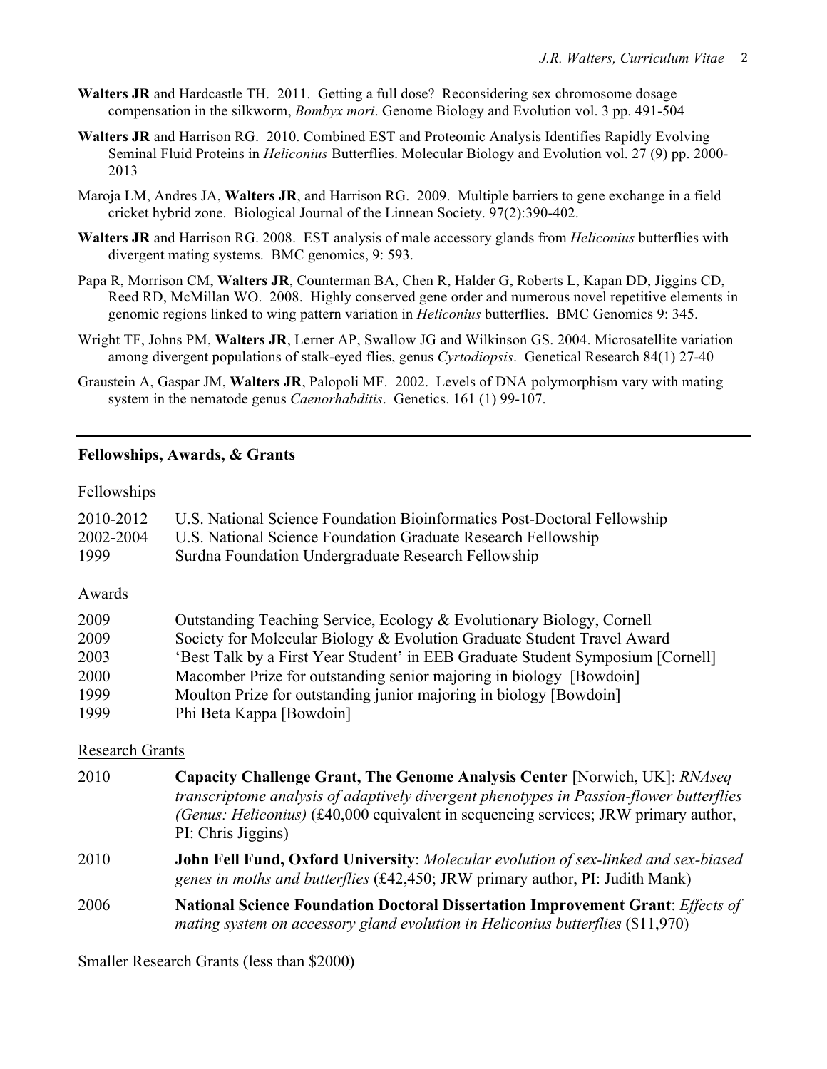**Walters JR** and Hardcastle TH. 2011. Getting a full dose? Reconsidering sex chromosome dosage compensation in the silkworm, *Bombyx mori*. Genome Biology and Evolution vol. 3 pp. 491-504

**Walters JR** and Harrison RG. 2010. Combined EST and Proteomic Analysis Identifies Rapidly Evolving Seminal Fluid Proteins in *Heliconius* Butterflies. Molecular Biology and Evolution vol. 27 (9) pp. 2000-2013

Maroja LM, Andres JA, **Walters JR**, and Harrison RG. 2009. Multiple barriers to gene exchange in a field cricket hybrid zone. Biological Journal of the Linnean Society. 97(2):390-402.

**Walters JR** and Harrison RG. 2008. EST analysis of male accessory glands from *Heliconius* butterflies with divergent mating systems. BMC genomics, 9: 593.

Papa R, Morrison CM, **Walters JR**, Counterman BA, Chen R, Halder G, Roberts L, Kapan DD, Jiggins CD, Reed RD, McMillan WO. 2008. Highly conserved gene order and numerous novel repetitive elements in genomic regions linked to wing pattern variation in *Heliconius* butterflies. BMC Genomics 9: 345.

Wright TF, Johns PM, **Walters JR**, Lerner AP, Swallow JG and Wilkinson GS. 2004. Microsatellite variation among divergent populations of stalk-eyed flies, genus *Cyrtodiopsis*. Genetical Research 84(1) 27-40

Graustein A, Gaspar JM, **Walters JR**, Palopoli MF. 2002. Levels of DNA polymorphism vary with mating system in the nematode genus *Caenorhabditis*. Genetics. 161 (1) 99-107.

---

## Fellowships, Awards, & Grants

### Fellowships

| | |
|---|---|
| 2010-2012 | U.S. National Science Foundation Bioinformatics Post-Doctoral Fellowship |
| 2002-2004 | U.S. National Science Foundation Graduate Research Fellowship |
| 1999 | Surdna Foundation Undergraduate Research Fellowship |

### Awards

| | |
|---|---|
| 2009 | Outstanding Teaching Service, Ecology & Evolutionary Biology, Cornell |
| 2009 | Society for Molecular Biology & Evolution Graduate Student Travel Award |
| 2003 | 'Best Talk by a First Year Student' in EEB Graduate Student Symposium [Cornell] |
| 2000 | Macomber Prize for outstanding senior majoring in biology [Bowdoin] |
| 1999 | Moulton Prize for outstanding junior majoring in biology [Bowdoin] |
| 1999 | Phi Beta Kappa [Bowdoin] |

### Research Grants

| | |
|---|---|
| 2010 | **Capacity Challenge Grant, The Genome Analysis Center** [Norwich, UK]: *RNAseq transcriptome analysis of adaptively divergent phenotypes in Passion-flower butterflies (Genus: Heliconius)* (£40,000 equivalent in sequencing services; JRW primary author, PI: Chris Jiggins) |
| 2010 | **John Fell Fund, Oxford University**: *Molecular evolution of sex-linked and sex-biased genes in moths and butterflies* (£42,450; JRW primary author, PI: Judith Mank) |
| 2006 | **National Science Foundation Doctoral Dissertation Improvement Grant**: *Effects of mating system on accessory gland evolution in Heliconius butterflies* ($11,970) |

### Smaller Research Grants (less than $2000)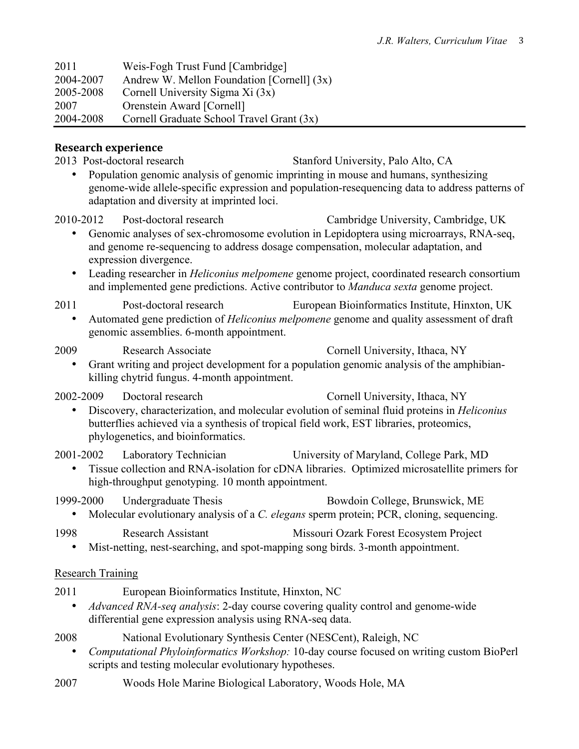| | |
|---|---|
| 2011 | Weis-Fogh Trust Fund [Cambridge] |
| 2004-2007 | Andrew W. Mellon Foundation [Cornell] (3x) |
| 2005-2008 | Cornell University Sigma Xi (3x) |
| 2007 | Orenstein Award [Cornell] |
| 2004-2008 | Cornell Graduate School Travel Grant (3x) |

## Research experience

2013 Post-doctoral research — Stanford University, Palo Alto, CA

- Population genomic analysis of genomic imprinting in mouse and humans, synthesizing genome-wide allele-specific expression and population-resequencing data to address patterns of adaptation and diversity at imprinted loci.

2010-2012 Post-doctoral research — Cambridge University, Cambridge, UK

- Genomic analyses of sex-chromosome evolution in Lepidoptera using microarrays, RNA-seq, and genome re-sequencing to address dosage compensation, molecular adaptation, and expression divergence.
- Leading researcher in *Heliconius melpomene* genome project, coordinated research consortium and implemented gene predictions. Active contributor to *Manduca sexta* genome project.

2011 Post-doctoral research — European Bioinformatics Institute, Hinxton, UK

- Automated gene prediction of *Heliconius melpomene* genome and quality assessment of draft genomic assemblies. 6-month appointment.

2009 Research Associate — Cornell University, Ithaca, NY

- Grant writing and project development for a population genomic analysis of the amphibian-killing chytrid fungus. 4-month appointment.

2002-2009 Doctoral research — Cornell University, Ithaca, NY

- Discovery, characterization, and molecular evolution of seminal fluid proteins in *Heliconius* butterflies achieved via a synthesis of tropical field work, EST libraries, proteomics, phylogenetics, and bioinformatics.

2001-2002 Laboratory Technician — University of Maryland, College Park, MD

- Tissue collection and RNA-isolation for cDNA libraries. Optimized microsatellite primers for high-throughput genotyping. 10 month appointment.

1999-2000 Undergraduate Thesis — Bowdoin College, Brunswick, ME

- Molecular evolutionary analysis of a *C. elegans* sperm protein; PCR, cloning, sequencing.

1998 Research Assistant — Missouri Ozark Forest Ecosystem Project

- Mist-netting, nest-searching, and spot-mapping song birds. 3-month appointment.

### Research Training

2011 European Bioinformatics Institute, Hinxton, NC

- *Advanced RNA-seq analysis*: 2-day course covering quality control and genome-wide differential gene expression analysis using RNA-seq data.

2008 National Evolutionary Synthesis Center (NESCent), Raleigh, NC

- *Computational Phyloinformatics Workshop:* 10-day course focused on writing custom BioPerl scripts and testing molecular evolutionary hypotheses.

2007 Woods Hole Marine Biological Laboratory, Woods Hole, MA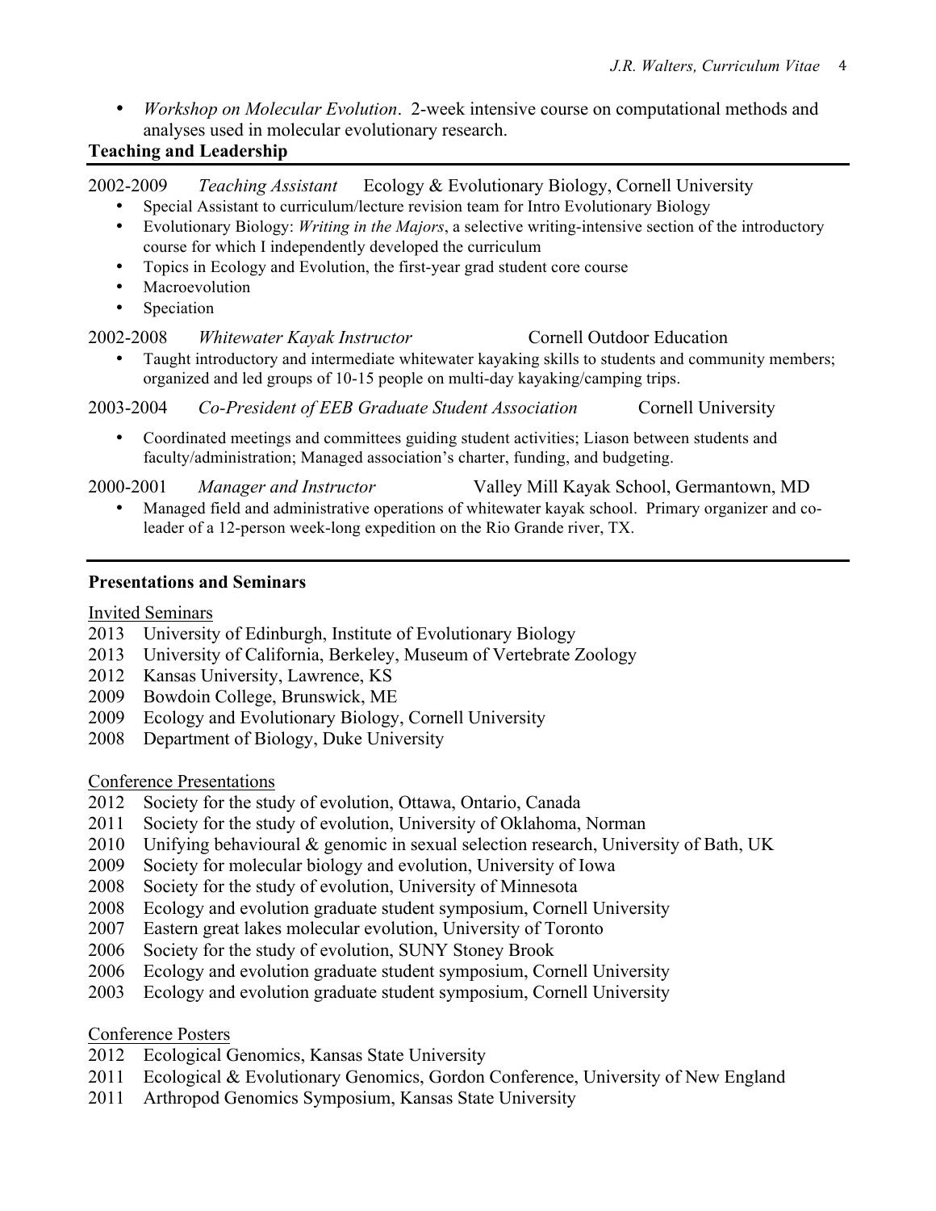- *Workshop on Molecular Evolution*. 2-week intensive course on computational methods and analyses used in molecular evolutionary research.

## Teaching and Leadership

2002-2009 *Teaching Assistant* Ecology & Evolutionary Biology, Cornell University

- Special Assistant to curriculum/lecture revision team for Intro Evolutionary Biology
- Evolutionary Biology: *Writing in the Majors*, a selective writing-intensive section of the introductory course for which I independently developed the curriculum
- Topics in Ecology and Evolution, the first-year grad student core course
- Macroevolution
- Speciation

2002-2008 *Whitewater Kayak Instructor* Cornell Outdoor Education

- Taught introductory and intermediate whitewater kayaking skills to students and community members; organized and led groups of 10-15 people on multi-day kayaking/camping trips.

2003-2004 *Co-President of EEB Graduate Student Association* Cornell University

- Coordinated meetings and committees guiding student activities; Liason between students and faculty/administration; Managed association's charter, funding, and budgeting.

2000-2001 *Manager and Instructor* Valley Mill Kayak School, Germantown, MD

- Managed field and administrative operations of whitewater kayak school. Primary organizer and co-leader of a 12-person week-long expedition on the Rio Grande river, TX.

## Presentations and Seminars

<u>Invited Seminars</u>

2013 University of Edinburgh, Institute of Evolutionary Biology
2013 University of California, Berkeley, Museum of Vertebrate Zoology
2012 Kansas University, Lawrence, KS
2009 Bowdoin College, Brunswick, ME
2009 Ecology and Evolutionary Biology, Cornell University
2008 Department of Biology, Duke University

<u>Conference Presentations</u>

2012 Society for the study of evolution, Ottawa, Ontario, Canada
2011 Society for the study of evolution, University of Oklahoma, Norman
2010 Unifying behavioural & genomic in sexual selection research, University of Bath, UK
2009 Society for molecular biology and evolution, University of Iowa
2008 Society for the study of evolution, University of Minnesota
2008 Ecology and evolution graduate student symposium, Cornell University
2007 Eastern great lakes molecular evolution, University of Toronto
2006 Society for the study of evolution, SUNY Stoney Brook
2006 Ecology and evolution graduate student symposium, Cornell University
2003 Ecology and evolution graduate student symposium, Cornell University

<u>Conference Posters</u>

2012 Ecological Genomics, Kansas State University
2011 Ecological & Evolutionary Genomics, Gordon Conference, University of New England
2011 Arthropod Genomics Symposium, Kansas State University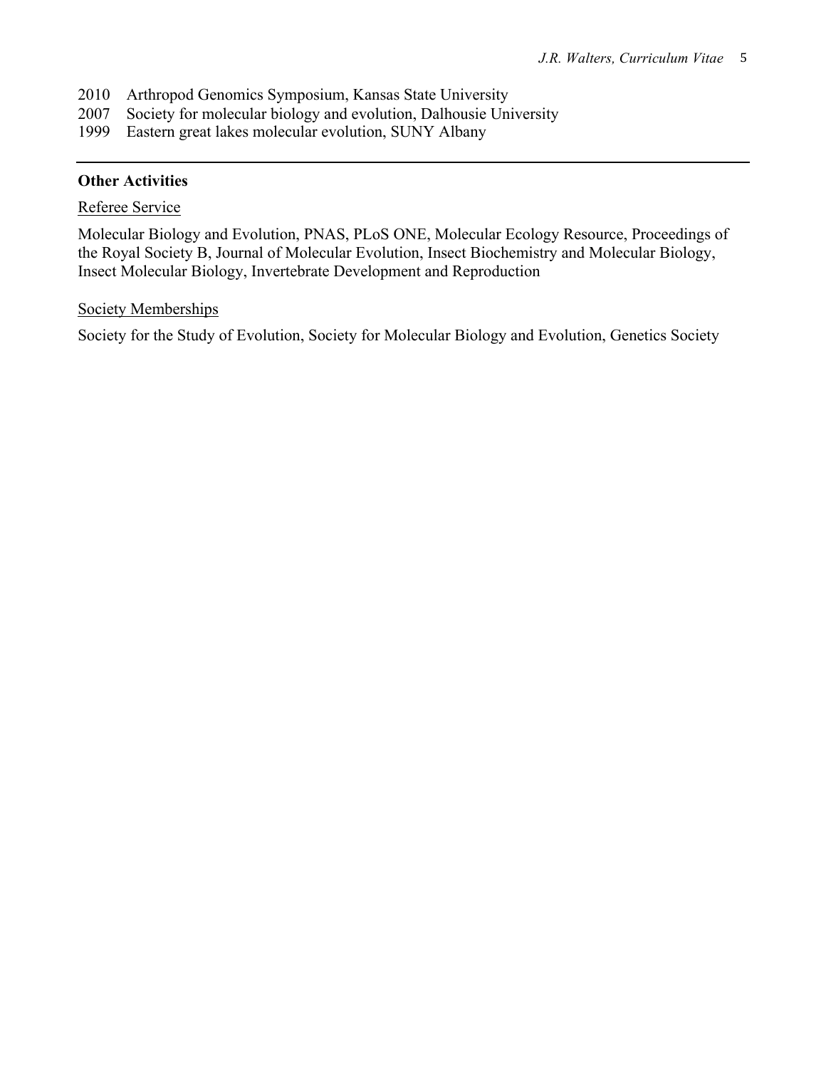2010 Arthropod Genomics Symposium, Kansas State University
2007 Society for molecular biology and evolution, Dalhousie University
1999 Eastern great lakes molecular evolution, SUNY Albany

---

**Other Activities**

Referee Service

Molecular Biology and Evolution, PNAS, PLoS ONE, Molecular Ecology Resource, Proceedings of the Royal Society B, Journal of Molecular Evolution, Insect Biochemistry and Molecular Biology, Insect Molecular Biology, Invertebrate Development and Reproduction

Society Memberships

Society for the Study of Evolution, Society for Molecular Biology and Evolution, Genetics Society